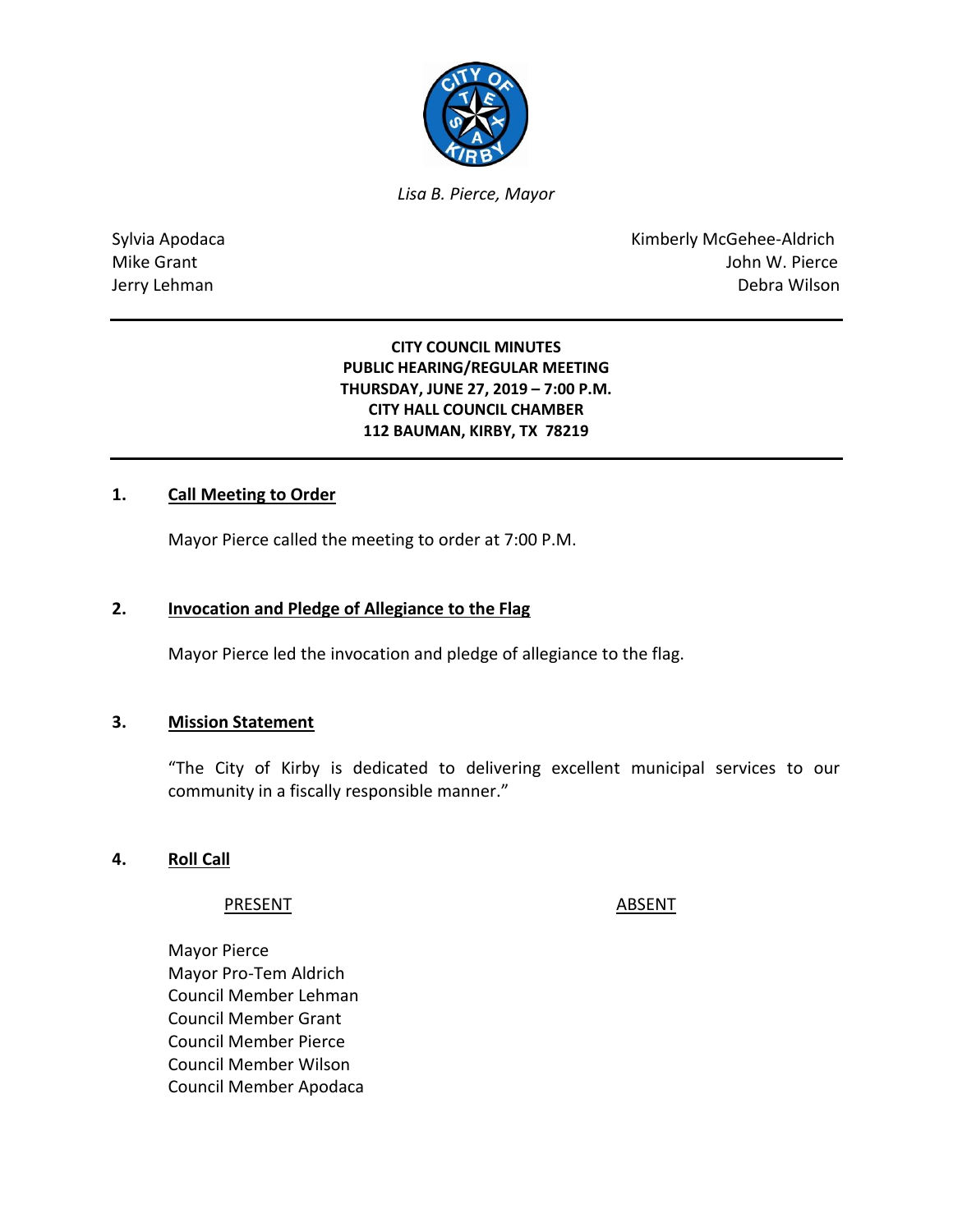*Lisa B. Pierce, Mayor*

Sylvia Apodaca
Mike Grant
Jerry Lehman

Kimberly McGehee-Aldrich
John W. Pierce
Debra Wilson

---

**CITY COUNCIL MINUTES**
**PUBLIC HEARING/REGULAR MEETING**
**THURSDAY, JUNE 27, 2019 – 7:00 P.M.**
**CITY HALL COUNCIL CHAMBER**
**112 BAUMAN, KIRBY, TX 78219**

---

## 1. Call Meeting to Order

Mayor Pierce called the meeting to order at 7:00 P.M.

## 2. Invocation and Pledge of Allegiance to the Flag

Mayor Pierce led the invocation and pledge of allegiance to the flag.

## 3. Mission Statement

"The City of Kirby is dedicated to delivering excellent municipal services to our community in a fiscally responsible manner."

## 4. Roll Call

| PRESENT | ABSENT |
|---|---|
| Mayor Pierce | |
| Mayor Pro-Tem Aldrich | |
| Council Member Lehman | |
| Council Member Grant | |
| Council Member Pierce | |
| Council Member Wilson | |
| Council Member Apodaca | |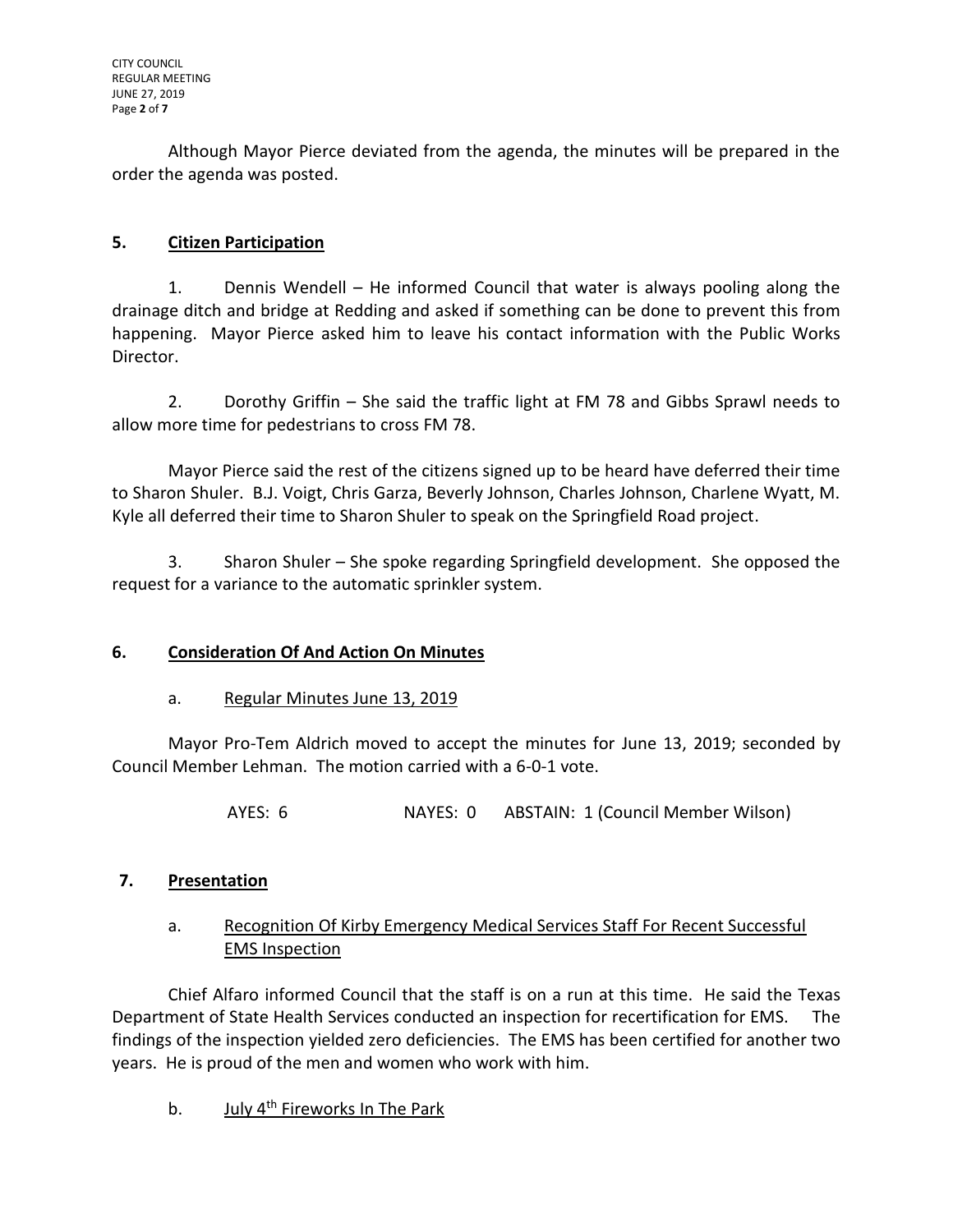Although Mayor Pierce deviated from the agenda, the minutes will be prepared in the order the agenda was posted.

## 5. Citizen Participation

1. Dennis Wendell – He informed Council that water is always pooling along the drainage ditch and bridge at Redding and asked if something can be done to prevent this from happening. Mayor Pierce asked him to leave his contact information with the Public Works Director.

2. Dorothy Griffin – She said the traffic light at FM 78 and Gibbs Sprawl needs to allow more time for pedestrians to cross FM 78.

Mayor Pierce said the rest of the citizens signed up to be heard have deferred their time to Sharon Shuler. B.J. Voigt, Chris Garza, Beverly Johnson, Charles Johnson, Charlene Wyatt, M. Kyle all deferred their time to Sharon Shuler to speak on the Springfield Road project.

3. Sharon Shuler – She spoke regarding Springfield development. She opposed the request for a variance to the automatic sprinkler system.

## 6. Consideration Of And Action On Minutes

### a. Regular Minutes June 13, 2019

Mayor Pro-Tem Aldrich moved to accept the minutes for June 13, 2019; seconded by Council Member Lehman. The motion carried with a 6-0-1 vote.

AYES: 6 NAYES: 0 ABSTAIN: 1 (Council Member Wilson)

## 7. Presentation

### a. Recognition Of Kirby Emergency Medical Services Staff For Recent Successful EMS Inspection

Chief Alfaro informed Council that the staff is on a run at this time. He said the Texas Department of State Health Services conducted an inspection for recertification for EMS. The findings of the inspection yielded zero deficiencies. The EMS has been certified for another two years. He is proud of the men and women who work with him.

### b. July 4th Fireworks In The Park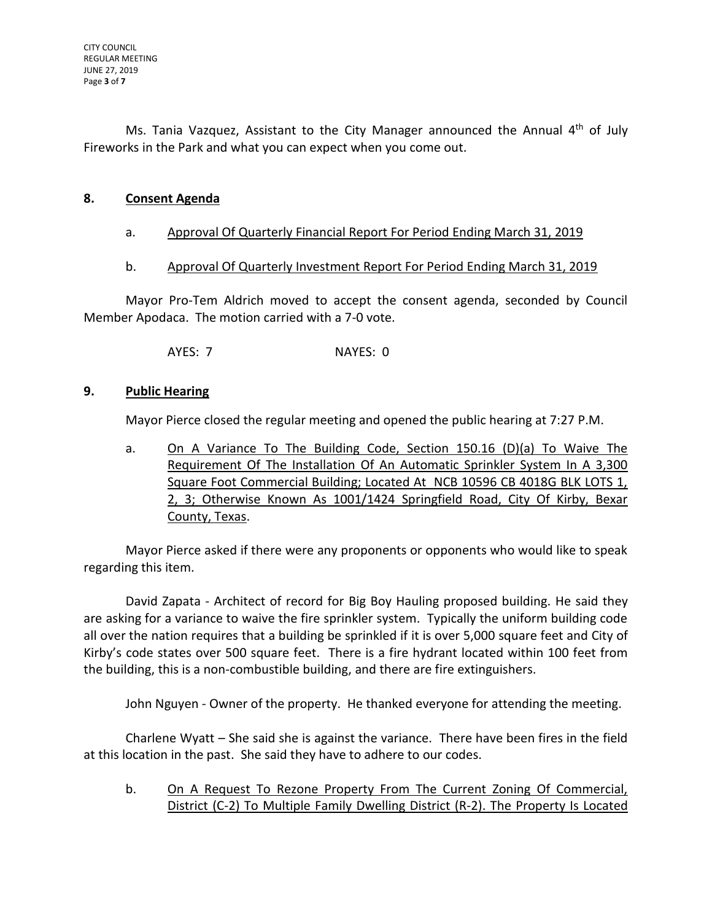Ms. Tania Vazquez, Assistant to the City Manager announced the Annual 4th of July Fireworks in the Park and what you can expect when you come out.

## 8. Consent Agenda

a. Approval Of Quarterly Financial Report For Period Ending March 31, 2019

b. Approval Of Quarterly Investment Report For Period Ending March 31, 2019

Mayor Pro-Tem Aldrich moved to accept the consent agenda, seconded by Council Member Apodaca. The motion carried with a 7-0 vote.

AYES: 7 NAYES: 0

## 9. Public Hearing

Mayor Pierce closed the regular meeting and opened the public hearing at 7:27 P.M.

a. On A Variance To The Building Code, Section 150.16 (D)(a) To Waive The Requirement Of The Installation Of An Automatic Sprinkler System In A 3,300 Square Foot Commercial Building; Located At NCB 10596 CB 4018G BLK LOTS 1, 2, 3; Otherwise Known As 1001/1424 Springfield Road, City Of Kirby, Bexar County, Texas.

Mayor Pierce asked if there were any proponents or opponents who would like to speak regarding this item.

David Zapata - Architect of record for Big Boy Hauling proposed building. He said they are asking for a variance to waive the fire sprinkler system. Typically the uniform building code all over the nation requires that a building be sprinkled if it is over 5,000 square feet and City of Kirby's code states over 500 square feet. There is a fire hydrant located within 100 feet from the building, this is a non-combustible building, and there are fire extinguishers.

John Nguyen - Owner of the property. He thanked everyone for attending the meeting.

Charlene Wyatt – She said she is against the variance. There have been fires in the field at this location in the past. She said they have to adhere to our codes.

b. On A Request To Rezone Property From The Current Zoning Of Commercial, District (C-2) To Multiple Family Dwelling District (R-2). The Property Is Located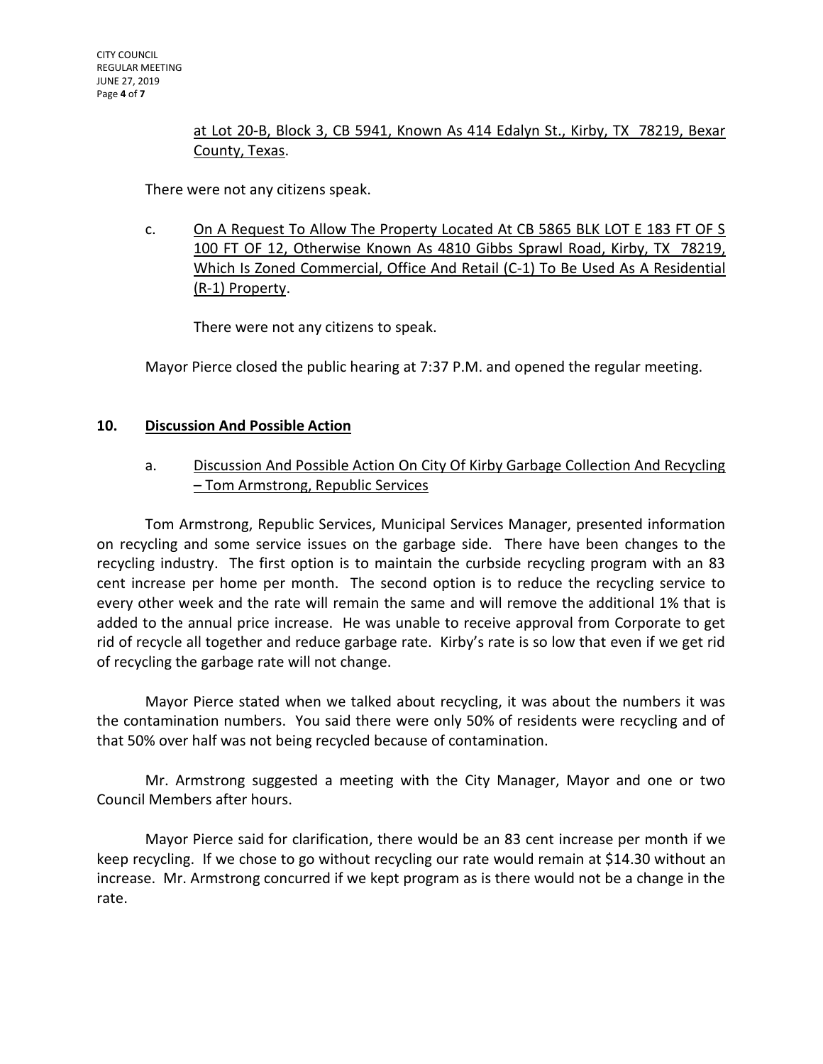at Lot 20-B, Block 3, CB 5941, Known As 414 Edalyn St., Kirby, TX 78219, Bexar County, Texas.

There were not any citizens speak.

c. On A Request To Allow The Property Located At CB 5865 BLK LOT E 183 FT OF S 100 FT OF 12, Otherwise Known As 4810 Gibbs Sprawl Road, Kirby, TX 78219, Which Is Zoned Commercial, Office And Retail (C-1) To Be Used As A Residential (R-1) Property.

There were not any citizens to speak.

Mayor Pierce closed the public hearing at 7:37 P.M. and opened the regular meeting.

## 10. Discussion And Possible Action

a. Discussion And Possible Action On City Of Kirby Garbage Collection And Recycling – Tom Armstrong, Republic Services

Tom Armstrong, Republic Services, Municipal Services Manager, presented information on recycling and some service issues on the garbage side. There have been changes to the recycling industry. The first option is to maintain the curbside recycling program with an 83 cent increase per home per month. The second option is to reduce the recycling service to every other week and the rate will remain the same and will remove the additional 1% that is added to the annual price increase. He was unable to receive approval from Corporate to get rid of recycle all together and reduce garbage rate. Kirby's rate is so low that even if we get rid of recycling the garbage rate will not change.

Mayor Pierce stated when we talked about recycling, it was about the numbers it was the contamination numbers. You said there were only 50% of residents were recycling and of that 50% over half was not being recycled because of contamination.

Mr. Armstrong suggested a meeting with the City Manager, Mayor and one or two Council Members after hours.

Mayor Pierce said for clarification, there would be an 83 cent increase per month if we keep recycling. If we chose to go without recycling our rate would remain at $14.30 without an increase. Mr. Armstrong concurred if we kept program as is there would not be a change in the rate.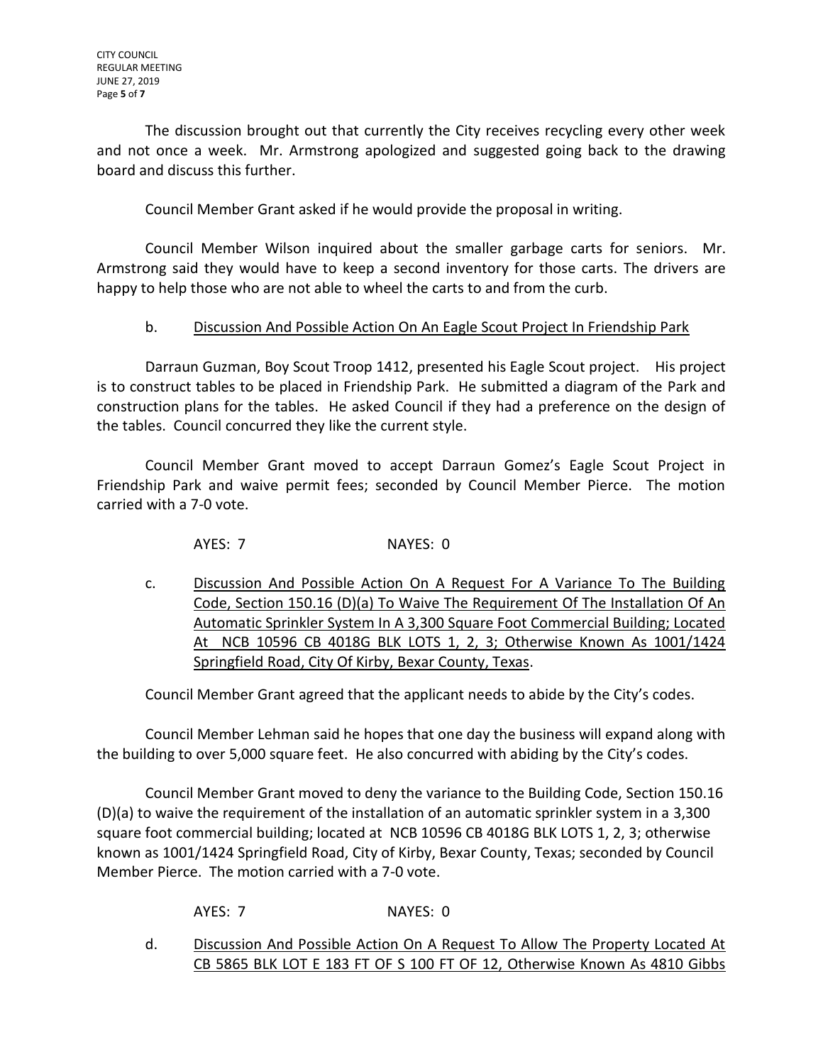The discussion brought out that currently the City receives recycling every other week and not once a week. Mr. Armstrong apologized and suggested going back to the drawing board and discuss this further.

Council Member Grant asked if he would provide the proposal in writing.

Council Member Wilson inquired about the smaller garbage carts for seniors. Mr. Armstrong said they would have to keep a second inventory for those carts. The drivers are happy to help those who are not able to wheel the carts to and from the curb.

b. <u>Discussion And Possible Action On An Eagle Scout Project In Friendship Park</u>

Darraun Guzman, Boy Scout Troop 1412, presented his Eagle Scout project. His project is to construct tables to be placed in Friendship Park. He submitted a diagram of the Park and construction plans for the tables. He asked Council if they had a preference on the design of the tables. Council concurred they like the current style.

Council Member Grant moved to accept Darraun Gomez's Eagle Scout Project in Friendship Park and waive permit fees; seconded by Council Member Pierce. The motion carried with a 7-0 vote.

AYES: 7 NAYES: 0

c. <u>Discussion And Possible Action On A Request For A Variance To The Building Code, Section 150.16 (D)(a) To Waive The Requirement Of The Installation Of An Automatic Sprinkler System In A 3,300 Square Foot Commercial Building; Located At NCB 10596 CB 4018G BLK LOTS 1, 2, 3; Otherwise Known As 1001/1424 Springfield Road, City Of Kirby, Bexar County, Texas</u>.

Council Member Grant agreed that the applicant needs to abide by the City's codes.

Council Member Lehman said he hopes that one day the business will expand along with the building to over 5,000 square feet. He also concurred with abiding by the City's codes.

Council Member Grant moved to deny the variance to the Building Code, Section 150.16 (D)(a) to waive the requirement of the installation of an automatic sprinkler system in a 3,300 square foot commercial building; located at NCB 10596 CB 4018G BLK LOTS 1, 2, 3; otherwise known as 1001/1424 Springfield Road, City of Kirby, Bexar County, Texas; seconded by Council Member Pierce. The motion carried with a 7-0 vote.

AYES: 7 NAYES: 0

d. <u>Discussion And Possible Action On A Request To Allow The Property Located At CB 5865 BLK LOT E 183 FT OF S 100 FT OF 12, Otherwise Known As 4810 Gibbs</u>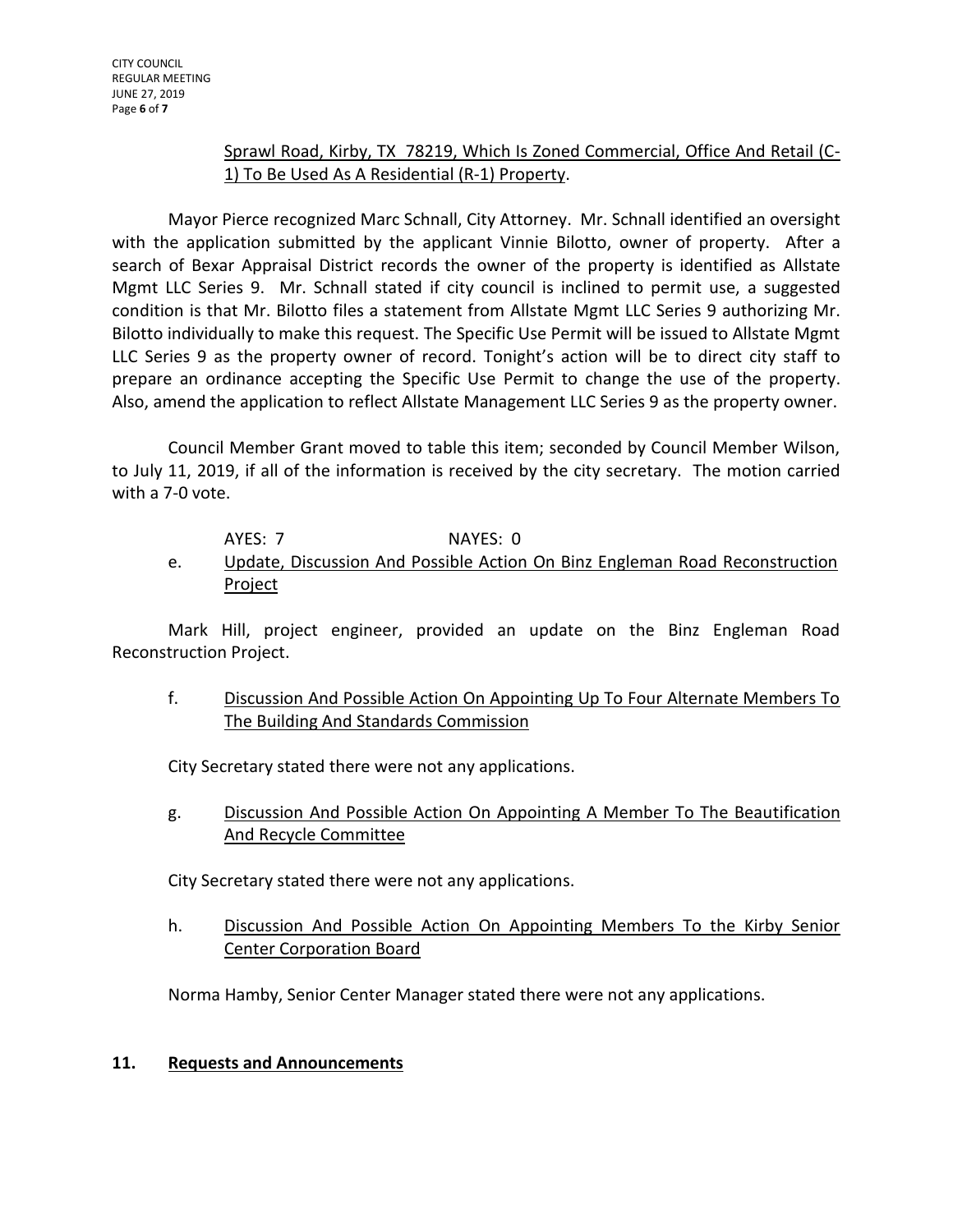Sprawl Road, Kirby, TX 78219, Which Is Zoned Commercial, Office And Retail (C-1) To Be Used As A Residential (R-1) Property.

Mayor Pierce recognized Marc Schnall, City Attorney. Mr. Schnall identified an oversight with the application submitted by the applicant Vinnie Bilotto, owner of property. After a search of Bexar Appraisal District records the owner of the property is identified as Allstate Mgmt LLC Series 9. Mr. Schnall stated if city council is inclined to permit use, a suggested condition is that Mr. Bilotto files a statement from Allstate Mgmt LLC Series 9 authorizing Mr. Bilotto individually to make this request. The Specific Use Permit will be issued to Allstate Mgmt LLC Series 9 as the property owner of record. Tonight's action will be to direct city staff to prepare an ordinance accepting the Specific Use Permit to change the use of the property. Also, amend the application to reflect Allstate Management LLC Series 9 as the property owner.

Council Member Grant moved to table this item; seconded by Council Member Wilson, to July 11, 2019, if all of the information is received by the city secretary. The motion carried with a 7-0 vote.

AYES: 7 NAYES: 0

e. Update, Discussion And Possible Action On Binz Engleman Road Reconstruction Project

Mark Hill, project engineer, provided an update on the Binz Engleman Road Reconstruction Project.

f. Discussion And Possible Action On Appointing Up To Four Alternate Members To The Building And Standards Commission

City Secretary stated there were not any applications.

g. Discussion And Possible Action On Appointing A Member To The Beautification And Recycle Committee

City Secretary stated there were not any applications.

h. Discussion And Possible Action On Appointing Members To the Kirby Senior Center Corporation Board

Norma Hamby, Senior Center Manager stated there were not any applications.

**11. Requests and Announcements**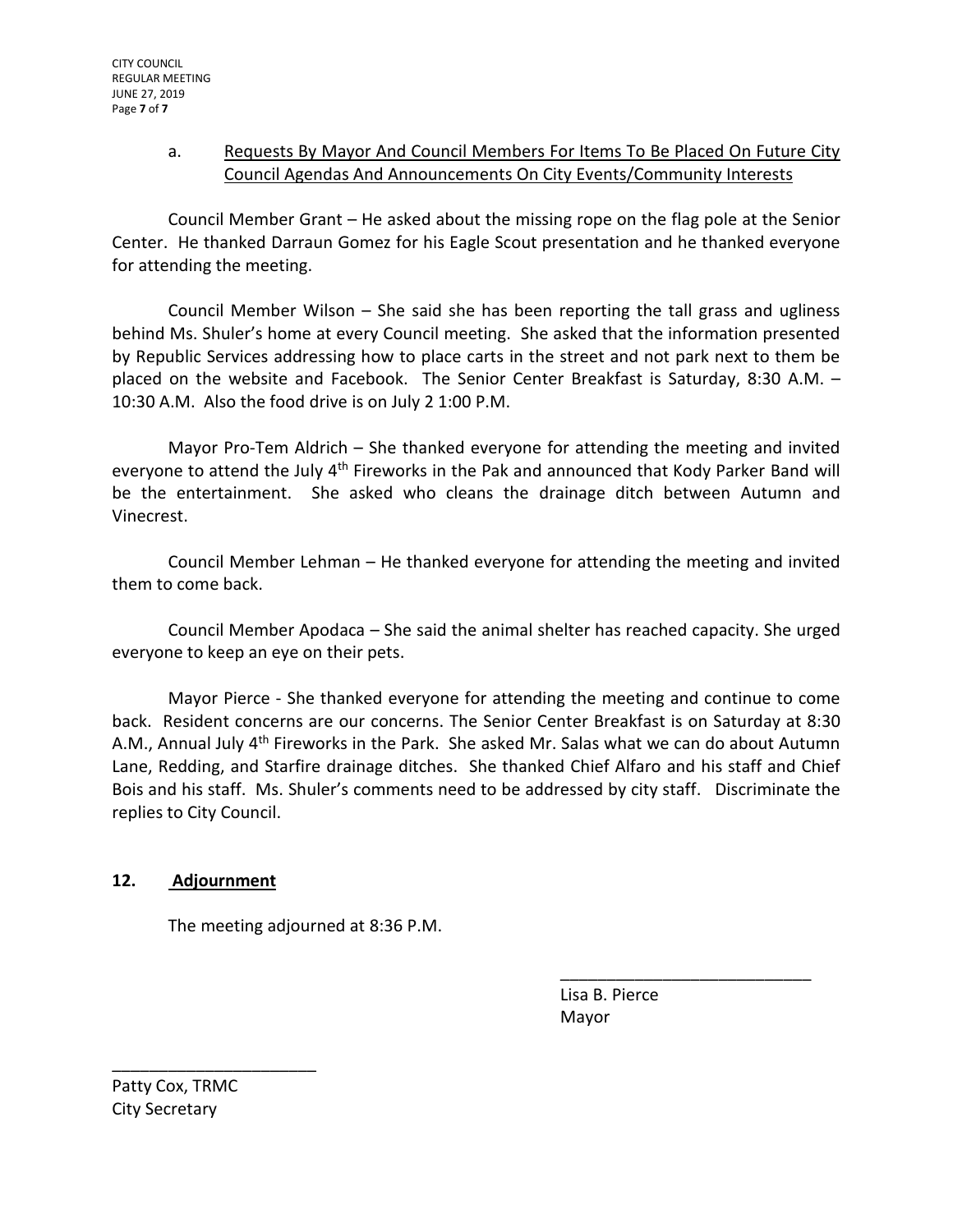a. Requests By Mayor And Council Members For Items To Be Placed On Future City Council Agendas And Announcements On City Events/Community Interests

Council Member Grant – He asked about the missing rope on the flag pole at the Senior Center. He thanked Darraun Gomez for his Eagle Scout presentation and he thanked everyone for attending the meeting.

Council Member Wilson – She said she has been reporting the tall grass and ugliness behind Ms. Shuler's home at every Council meeting. She asked that the information presented by Republic Services addressing how to place carts in the street and not park next to them be placed on the website and Facebook. The Senior Center Breakfast is Saturday, 8:30 A.M. – 10:30 A.M. Also the food drive is on July 2 1:00 P.M.

Mayor Pro-Tem Aldrich – She thanked everyone for attending the meeting and invited everyone to attend the July 4th Fireworks in the Pak and announced that Kody Parker Band will be the entertainment. She asked who cleans the drainage ditch between Autumn and Vinecrest.

Council Member Lehman – He thanked everyone for attending the meeting and invited them to come back.

Council Member Apodaca – She said the animal shelter has reached capacity. She urged everyone to keep an eye on their pets.

Mayor Pierce - She thanked everyone for attending the meeting and continue to come back. Resident concerns are our concerns. The Senior Center Breakfast is on Saturday at 8:30 A.M., Annual July 4th Fireworks in the Park. She asked Mr. Salas what we can do about Autumn Lane, Redding, and Starfire drainage ditches. She thanked Chief Alfaro and his staff and Chief Bois and his staff. Ms. Shuler's comments need to be addressed by city staff. Discriminate the replies to City Council.

**12. Adjournment**

The meeting adjourned at 8:36 P.M.

\_\_\_\_\_\_\_\_\_\_\_\_\_\_\_\_\_\_\_\_\_\_\_\_\_\_\_\_
Lisa B. Pierce
Mayor

\_\_\_\_\_\_\_\_\_\_\_\_\_\_\_\_\_\_\_\_\_\_\_\_
Patty Cox, TRMC
City Secretary